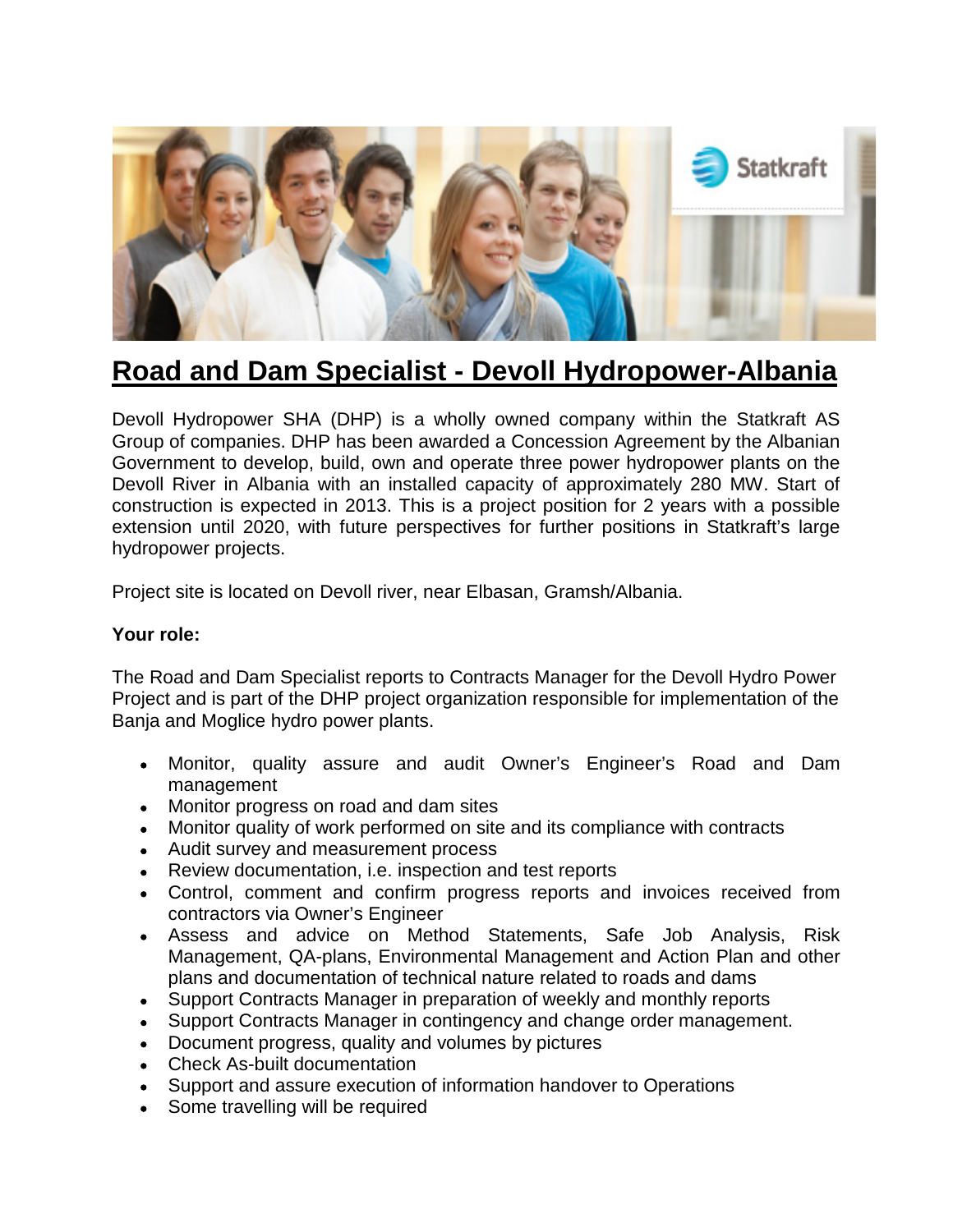# Road and Dam Specialist - Devoll Hydropower-Albania

Devoll Hydropower SHA (DHP) is a wholly owned company within the Statkraft AS Group of companies. DHP has been awarded a Concession Agreement by the Albanian Government to develop, build, own and operate three power hydropower plants on the Devoll River in Albania with an installed capacity of approximately 280 MW. Start of construction is expected in 2013. This is a project position for 2 years with a possible extension until 2020, with future perspectives for further positions in Statkraft's large hydropower projects.

Project site is located on Devoll river, near Elbasan, Gramsh/Albania.

**Your role:**

The Road and Dam Specialist reports to Contracts Manager for the Devoll Hydro Power Project and is part of the DHP project organization responsible for implementation of the Banja and Moglice hydro power plants.

- Monitor, quality assure and audit Owner's Engineer's Road and Dam management
- Monitor progress on road and dam sites
- Monitor quality of work performed on site and its compliance with contracts
- Audit survey and measurement process
- Review documentation, i.e. inspection and test reports
- Control, comment and confirm progress reports and invoices received from contractors via Owner's Engineer
- Assess and advice on Method Statements, Safe Job Analysis, Risk Management, QA-plans, Environmental Management and Action Plan and other plans and documentation of technical nature related to roads and dams
- Support Contracts Manager in preparation of weekly and monthly reports
- Support Contracts Manager in contingency and change order management.
- Document progress, quality and volumes by pictures
- Check As-built documentation
- Support and assure execution of information handover to Operations
- Some travelling will be required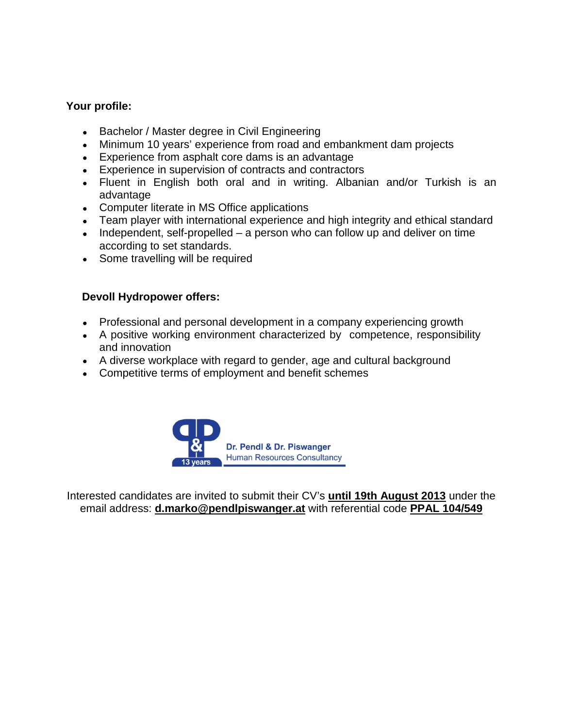**Your profile:**

- Bachelor / Master degree in Civil Engineering
- Minimum 10 years' experience from road and embankment dam projects
- Experience from asphalt core dams is an advantage
- Experience in supervision of contracts and contractors
- Fluent in English both oral and in writing. Albanian and/or Turkish is an advantage
- Computer literate in MS Office applications
- Team player with international experience and high integrity and ethical standard
- Independent, self-propelled – a person who can follow up and deliver on time according to set standards.
- Some travelling will be required

**Devoll Hydropower offers:**

- Professional and personal development in a company experiencing growth
- A positive working environment characterized by competence, responsibility and innovation
- A diverse workplace with regard to gender, age and cultural background
- Competitive terms of employment and benefit schemes

Dr. Pendl & Dr. Piswanger
Human Resources Consultancy
13 years

Interested candidates are invited to submit their CV's **until 19th August 2013** under the email address: **d.marko@pendlpiswanger.at** with referential code **PPAL 104/549**